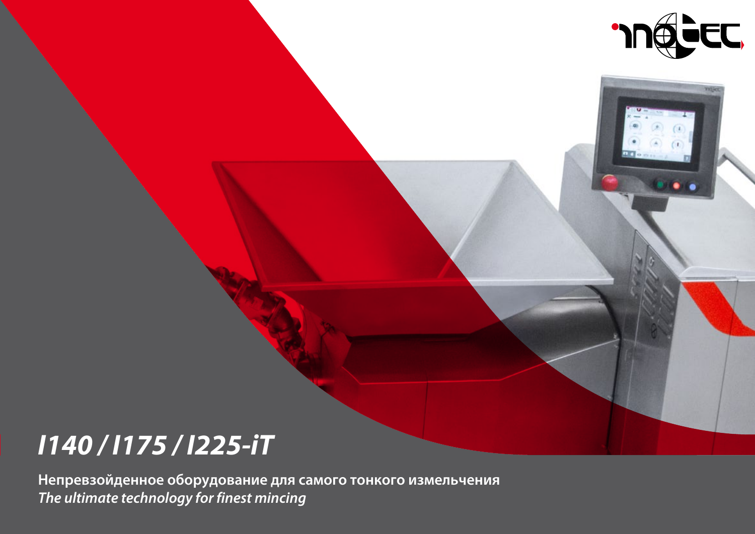# *I140 / I175 / I225-iT*

**Непревзойденное оборудование для самого тонкого измельчения**

***The ultimate technology for finest mincing***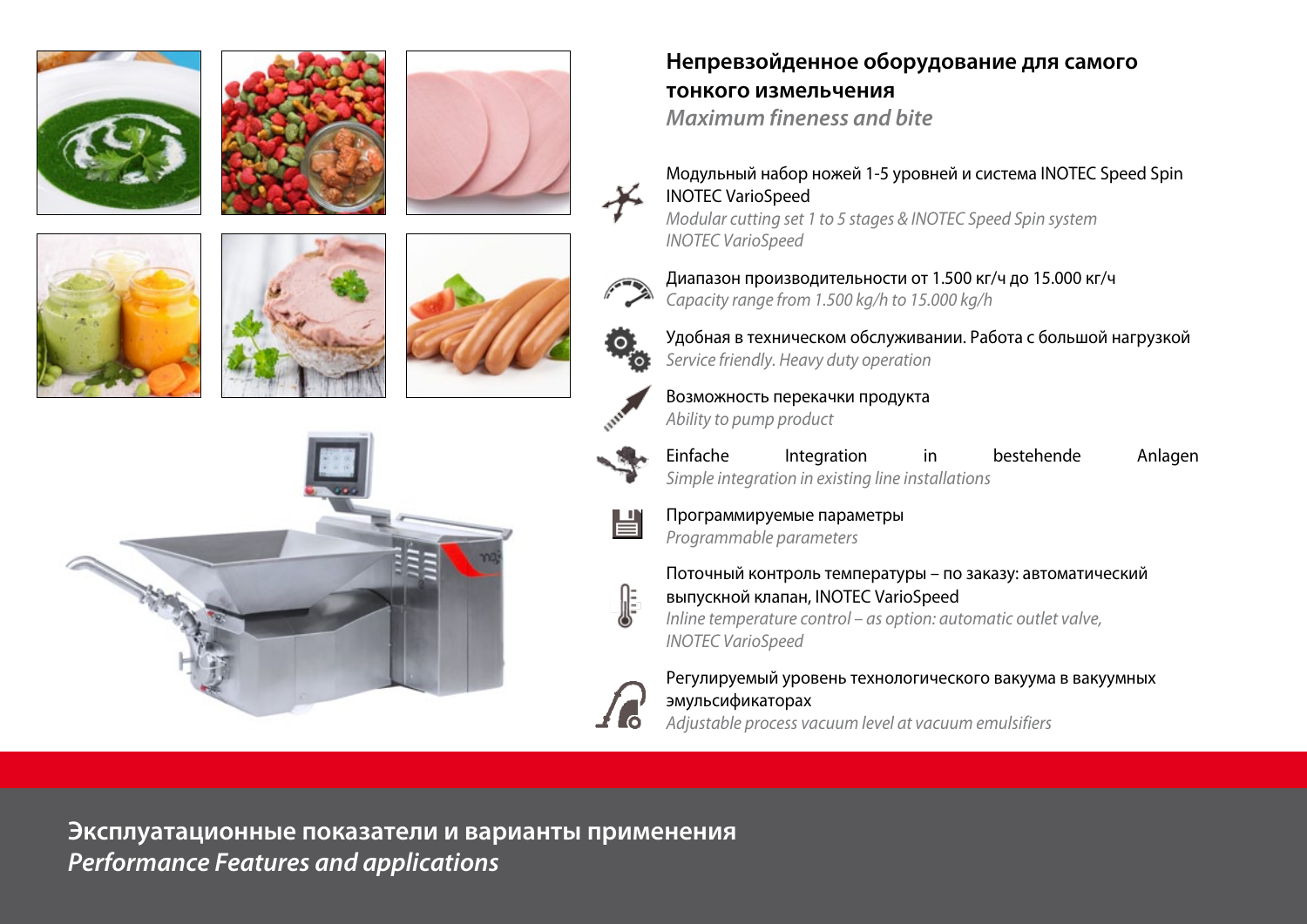## Непревзойденное оборудование для самого тонкого измельчения

*Maximum fineness and bite*

- Модульный набор ножей 1-5 уровней и система INOTEC Speed Spin INOTEC VarioSpeed
  *Modular cutting set 1 to 5 stages & INOTEC Speed Spin system INOTEC VarioSpeed*
- Диапазон производительности от 1.500 кг/ч до 15.000 кг/ч
  *Capacity range from 1.500 kg/h to 15.000 kg/h*
- Удобная в техническом обслуживании. Работа с большой нагрузкой
  *Service friendly. Heavy duty operation*
- Возможность перекачки продукта
  *Ability to pump product*
- Einfache Integration in bestehende Anlagen
  *Simple integration in existing line installations*
- Программируемые параметры
  *Programmable parameters*
- Поточный контроль температуры – по заказу: автоматический выпускной клапан, INOTEC VarioSpeed
  *Inline temperature control – as option: automatic outlet valve, INOTEC VarioSpeed*
- Регулируемый уровень технологического вакуума в вакуумных эмульсификаторах
  *Adjustable process vacuum level at vacuum emulsifiers*

## Эксплуатационные показатели и варианты применения

*Performance Features and applications*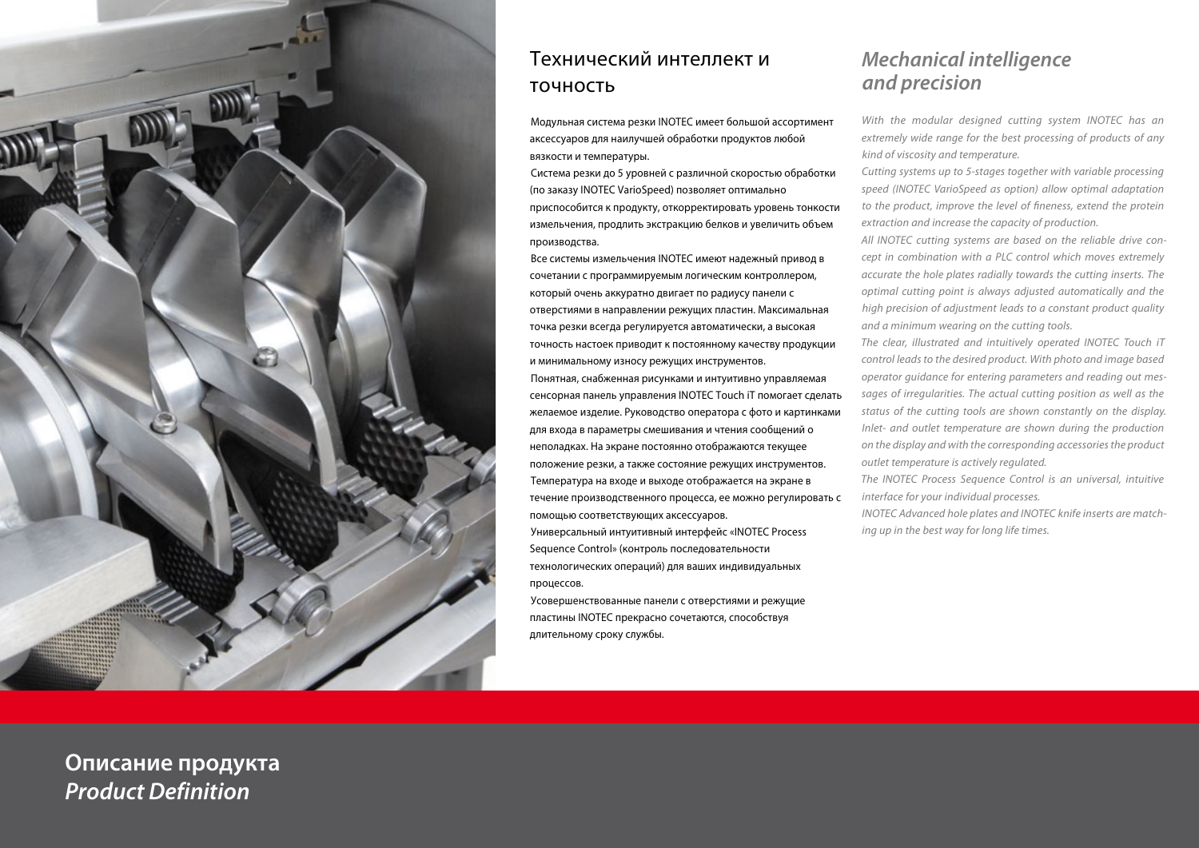## Технический интеллект и точность

Модульная система резки INOTEC имеет большой ассортимент аксессуаров для наилучшей обработки продуктов любой вязкости и температуры.

Система резки до 5 уровней с различной скоростью обработки (по заказу INOTEC VarioSpeed) позволяет оптимально приспособится к продукту, откорректировать уровень тонкости измельчения, продлить экстракцию белков и увеличить объем производства.

Все системы измельчения INOTEC имеют надежный привод в сочетании с программируемым логическим контроллером, который очень аккуратно двигает по радиусу панели с отверстиями в направлении режущих пластин. Максимальная точка резки всегда регулируется автоматически, а высокая точность настоек приводит к постоянному качеству продукции и минимальному износу режущих инструментов.

Понятная, снабженная рисунками и интуитивно управляемая сенсорная панель управления INOTEC Touch iT помогает сделать желаемое изделие. Руководство оператора с фото и картинками для входа в параметры смешивания и чтения сообщений о неполадках. На экране постоянно отображаются текущее положение резки, а также состояние режущих инструментов.

Температура на входе и выходе отображается на экране в течение производственного процесса, ее можно регулировать с помощью соответствующих аксессуаров.

Универсальный интуитивный интерфейс «INOTEC Process Sequence Control» (контроль последовательности технологических операций) для ваших индивидуальных процессов.

Усовершенствованные панели с отверстиями и режущие пластины INOTEC прекрасно сочетаются, способствуя длительному сроку службы.

## *Mechanical intelligence and precision*

*With the modular designed cutting system INOTEC has an extremely wide range for the best processing of products of any kind of viscosity and temperature.*

*Cutting systems up to 5-stages together with variable processing speed (INOTEC VarioSpeed as option) allow optimal adaptation to the product, improve the level of fineness, extend the protein extraction and increase the capacity of production.*

*All INOTEC cutting systems are based on the reliable drive concept in combination with a PLC control which moves extremely accurate the hole plates radially towards the cutting inserts. The optimal cutting point is always adjusted automatically and the high precision of adjustment leads to a constant product quality and a minimum wearing on the cutting tools.*

*The clear, illustrated and intuitively operated INOTEC Touch iT control leads to the desired product. With photo and image based operator guidance for entering parameters and reading out messages of irregularities. The actual cutting position as well as the status of the cutting tools are shown constantly on the display. Inlet- and outlet temperature are shown during the production on the display and with the corresponding accessories the product outlet temperature is actively regulated.*

*The INOTEC Process Sequence Control is an universal, intuitive interface for your individual processes.*

*INOTEC Advanced hole plates and INOTEC knife inserts are matching up in the best way for long life times.*

**Описание продукта**
***Product Definition***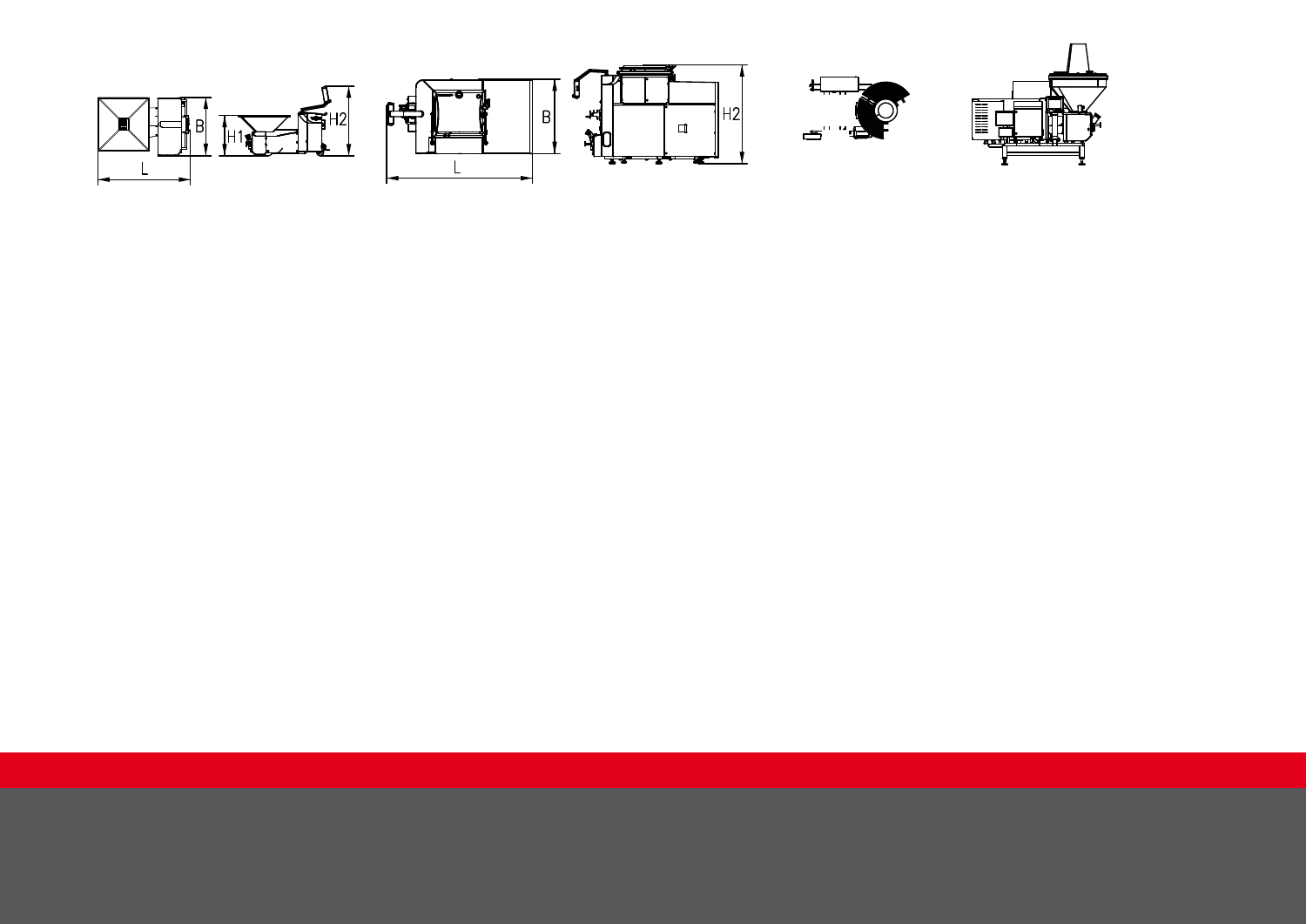B

L

H1

H2

B

L

H2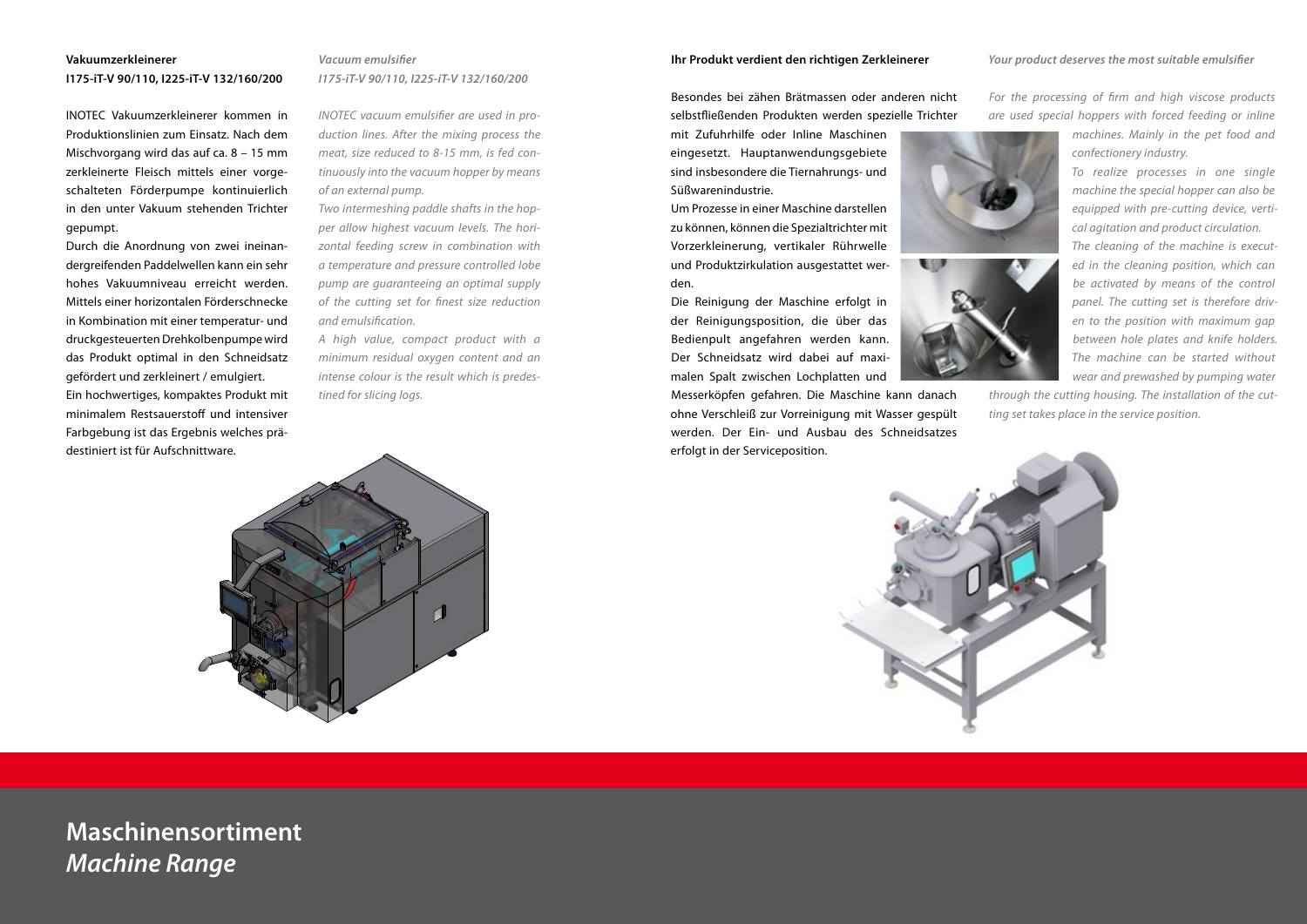**Vakuumzerkleinerer**
**I175-iT-V 90/110, I225-iT-V 132/160/200**

INOTEC Vakuumzerkleinerer kommen in Produktionslinien zum Einsatz. Nach dem Mischvorgang wird das auf ca. 8 – 15 mm zerkleinerte Fleisch mittels einer vorgeschalteten Förderpumpe kontinuierlich in den unter Vakuum stehenden Trichter gepumpt.

Durch die Anordnung von zwei ineinandergreifenden Paddelwellen kann ein sehr hohes Vakuumniveau erreicht werden. Mittels einer horizontalen Förderschnecke in Kombination mit einer temperatur- und druckgesteuerten Drehkolbenpumpe wird das Produkt optimal in den Schneidsatz gefördert und zerkleinert / emulgiert.

Ein hochwertiges, kompaktes Produkt mit minimalem Restsauerstoff und intensiver Farbgebung ist das Ergebnis welches prädestiniert ist für Aufschnittware.

***Vacuum emulsifier***
***I175-iT-V 90/110, I225-iT-V 132/160/200***

*INOTEC vacuum emulsifier are used in production lines. After the mixing process the meat, size reduced to 8-15 mm, is fed continuously into the vacuum hopper by means of an external pump.*

*Two intermeshing paddle shafts in the hopper allow highest vacuum levels. The horizontal feeding screw in combination with a temperature and pressure controlled lobe pump are guaranteeing an optimal supply of the cutting set for finest size reduction and emulsification.*

*A high value, compact product with a minimum residual oxygen content and an intense colour is the result which is predestined for slicing logs.*

**Ihr Produkt verdient den richtigen Zerkleinerer**

Besondes bei zähen Brätmassen oder anderen nicht selbstfließenden Produkten werden spezielle Trichter mit Zufuhrhilfe oder Inline Maschinen eingesetzt. Hauptanwendungsgebiete sind insbesondere die Tiernahrungs- und Süßwarenindustrie.

Um Prozesse in einer Maschine darstellen zu können, können die Spezialtrichter mit Vorzerkleinerung, vertikaler Rührwelle und Produktzirkulation ausgestattet werden.

Die Reinigung der Maschine erfolgt in der Reinigungsposition, die über das Bedienpult angefahren werden kann. Der Schneidsatz wird dabei auf maximalen Spalt zwischen Lochplatten und Messerköpfen gefahren. Die Maschine kann danach ohne Verschleiß zur Vorreinigung mit Wasser gespült werden. Der Ein- und Ausbau des Schneidsatzes erfolgt in der Serviceposition.

***Your product deserves the most suitable emulsifier***

*For the processing of firm and high viscose products are used special hoppers with forced feeding or inline machines. Mainly in the pet food and confectionery industry.*

*To realize processes in one single machine the special hopper can also be equipped with pre-cutting device, vertical agitation and product circulation.*

*The cleaning of the machine is executed in the cleaning position, which can be activated by means of the control panel. The cutting set is therefore driven to the position with maximum gap between hole plates and knife holders. The machine can be started without wear and prewashed by pumping water through the cutting housing. The installation of the cutting set takes place in the service position.*

# Maschinensortiment
# *Machine Range*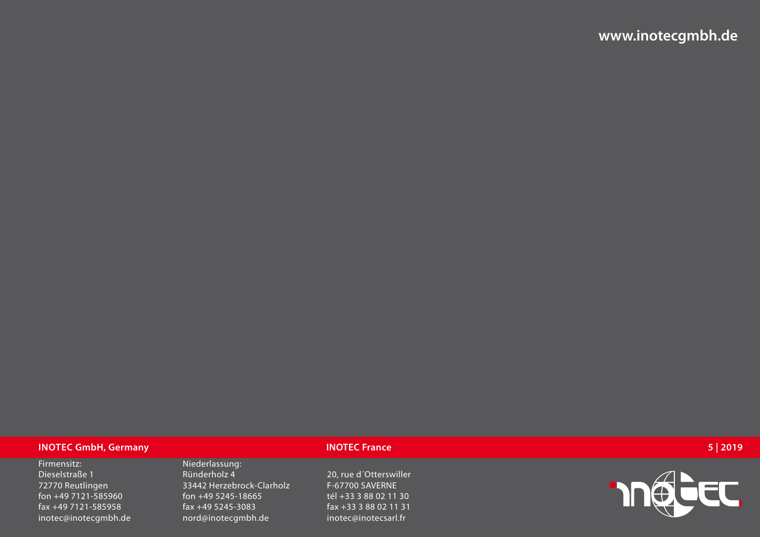www.inotecgmbh.de

**INOTEC GmbH, Germany**

Firmensitz:
Dieselstraße 1
72770 Reutlingen
fon +49 7121-585960
fax +49 7121-585958
inotec@inotecgmbh.de

Niederlassung:
Ründerholz 4
33442 Herzebrock-Clarholz
fon +49 5245-18665
fax +49 5245-3083
nord@inotecgmbh.de

**INOTEC France**

20, rue d´Otterswiller
F-67700 SAVERNE
tél +33 3 88 02 11 30
fax +33 3 88 02 11 31
inotec@inotecsarl.fr

**5 | 2019**